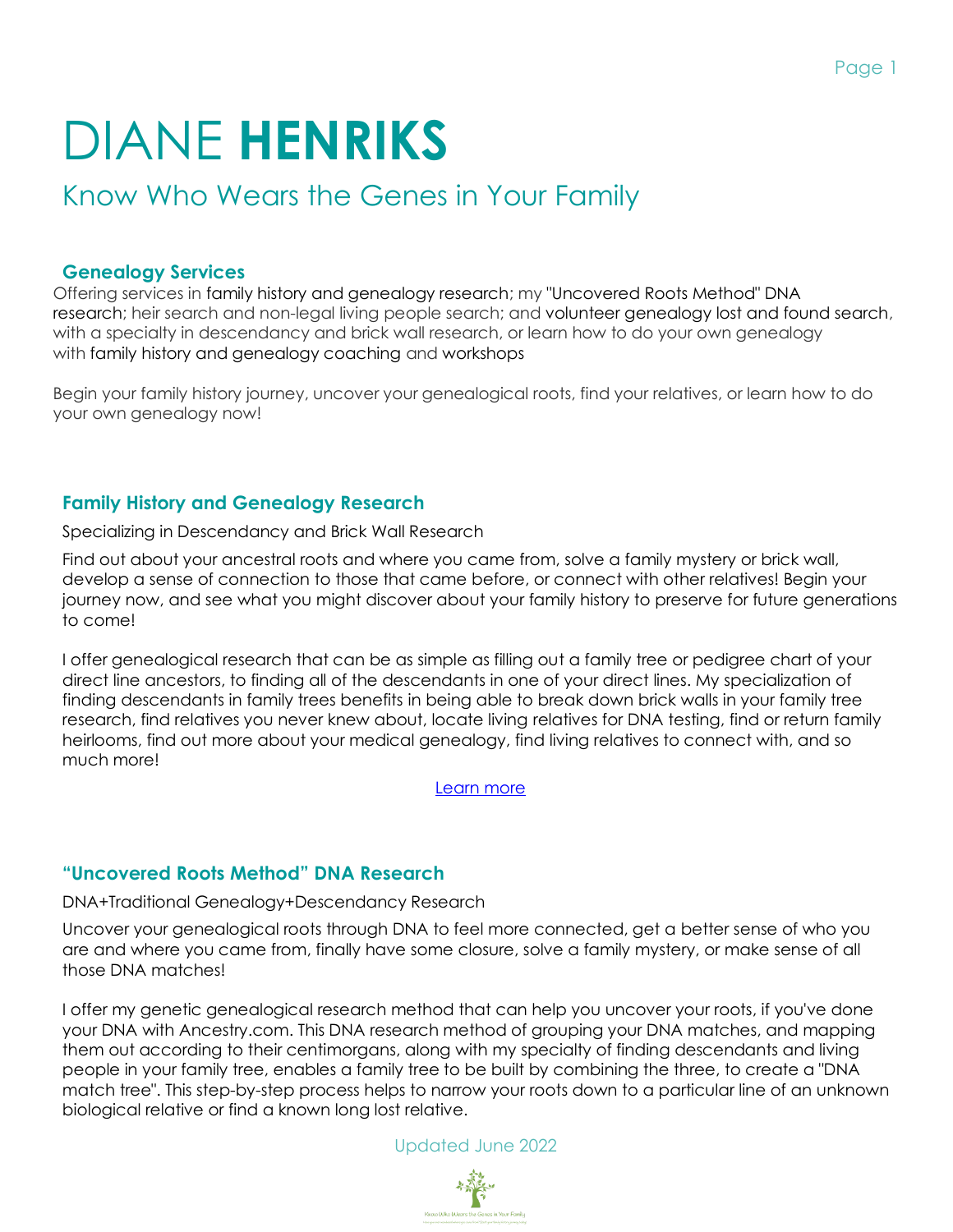# DIANE **HENRIKS**

## Know Who Wears the Genes in Your Family

### Genealogy Services

Offering services in family history and genealogy research; my "Uncovered Roots Method" DNA research; heir search and non-legal living people search; and volunteer genealogy lost and found search, with a specialty in descendancy and brick wall research, or learn how to do your own genealogy with family history and genealogy coaching and workshops

Begin your family history journey, uncover your genealogical roots, find your relatives, or learn how to do your own genealogy now!

### Family History and Genealogy Research

Specializing in Descendancy and Brick Wall Research

Find out about your ancestral roots and where you came from, solve a family mystery or brick wall, develop a sense of connection to those that came before, or connect with other relatives! Begin your journey now, and see what you might discover about your family history to preserve for future generations to come!

I offer genealogical research that can be as simple as filling out a family tree or pedigree chart of your direct line ancestors, to finding all of the descendants in one of your direct lines. My specialization of finding descendants in family trees benefits in being able to break down brick walls in your family tree research, find relatives you never knew about, locate living relatives for DNA testing, find or return family heirlooms, find out more about your medical genealogy, find living relatives to connect with, and so much more!

Learn more

### "Uncovered Roots Method" DNA Research

DNA+Traditional Genealogy+Descendancy Research

Uncover your genealogical roots through DNA to feel more connected, get a better sense of who you are and where you came from, finally have some closure, solve a family mystery, or make sense of all those DNA matches!

I offer my genetic genealogical research method that can help you uncover your roots, if you've done your DNA with Ancestry.com. This DNA research method of grouping your DNA matches, and mapping them out according to their centimorgans, along with my specialty of finding descendants and living people in your family tree, enables a family tree to be built by combining the three, to create a "DNA match tree". This step-by-step process helps to narrow your roots down to a particular line of an unknown biological relative or find a known long lost relative.

Updated June 2022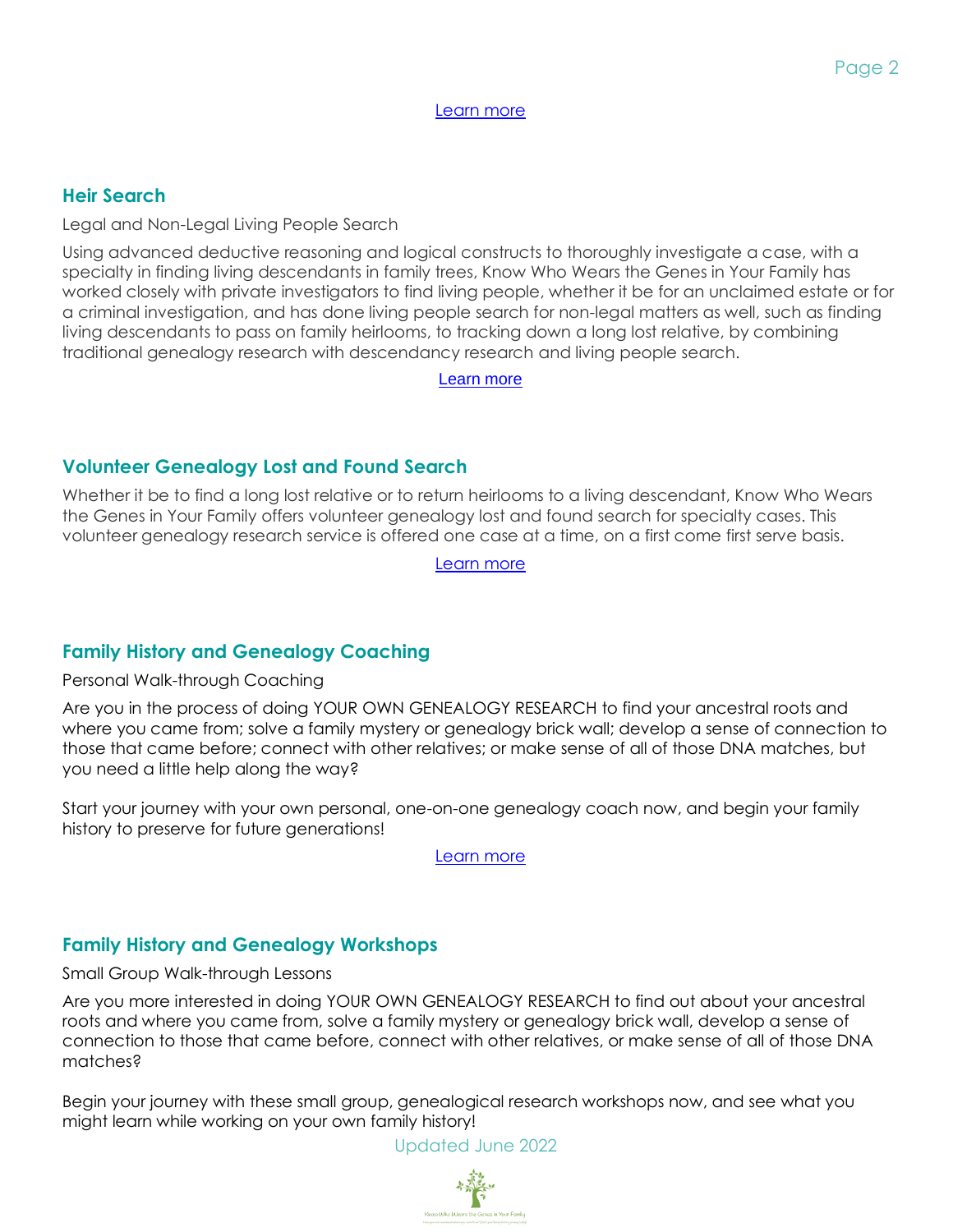Learn more

## Heir Search

Legal and Non-Legal Living People Search

Using advanced deductive reasoning and logical constructs to thoroughly investigate a case, with a specialty in finding living descendants in family trees, Know Who Wears the Genes in Your Family has worked closely with private investigators to find living people, whether it be for an unclaimed estate or for a criminal investigation, and has done living people search for non-legal matters as well, such as finding living descendants to pass on family heirlooms, to tracking down a long lost relative, by combining traditional genealogy research with descendancy research and living people search.

Learn more

## Volunteer Genealogy Lost and Found Search

Whether it be to find a long lost relative or to return heirlooms to a living descendant, Know Who Wears the Genes in Your Family offers volunteer genealogy lost and found search for specialty cases. This volunteer genealogy research service is offered one case at a time, on a first come first serve basis.

Learn more

## Family History and Genealogy Coaching

Personal Walk-through Coaching

Are you in the process of doing YOUR OWN GENEALOGY RESEARCH to find your ancestral roots and where you came from; solve a family mystery or genealogy brick wall; develop a sense of connection to those that came before; connect with other relatives; or make sense of all of those DNA matches, but you need a little help along the way?

Start your journey with your own personal, one-on-one genealogy coach now, and begin your family history to preserve for future generations!

Learn more

## Family History and Genealogy Workshops

Small Group Walk-through Lessons

Are you more interested in doing YOUR OWN GENEALOGY RESEARCH to find out about your ancestral roots and where you came from, solve a family mystery or genealogy brick wall, develop a sense of connection to those that came before, connect with other relatives, or make sense of all of those DNA matches?

Begin your journey with these small group, genealogical research workshops now, and see what you might learn while working on your own family history!

Updated June 2022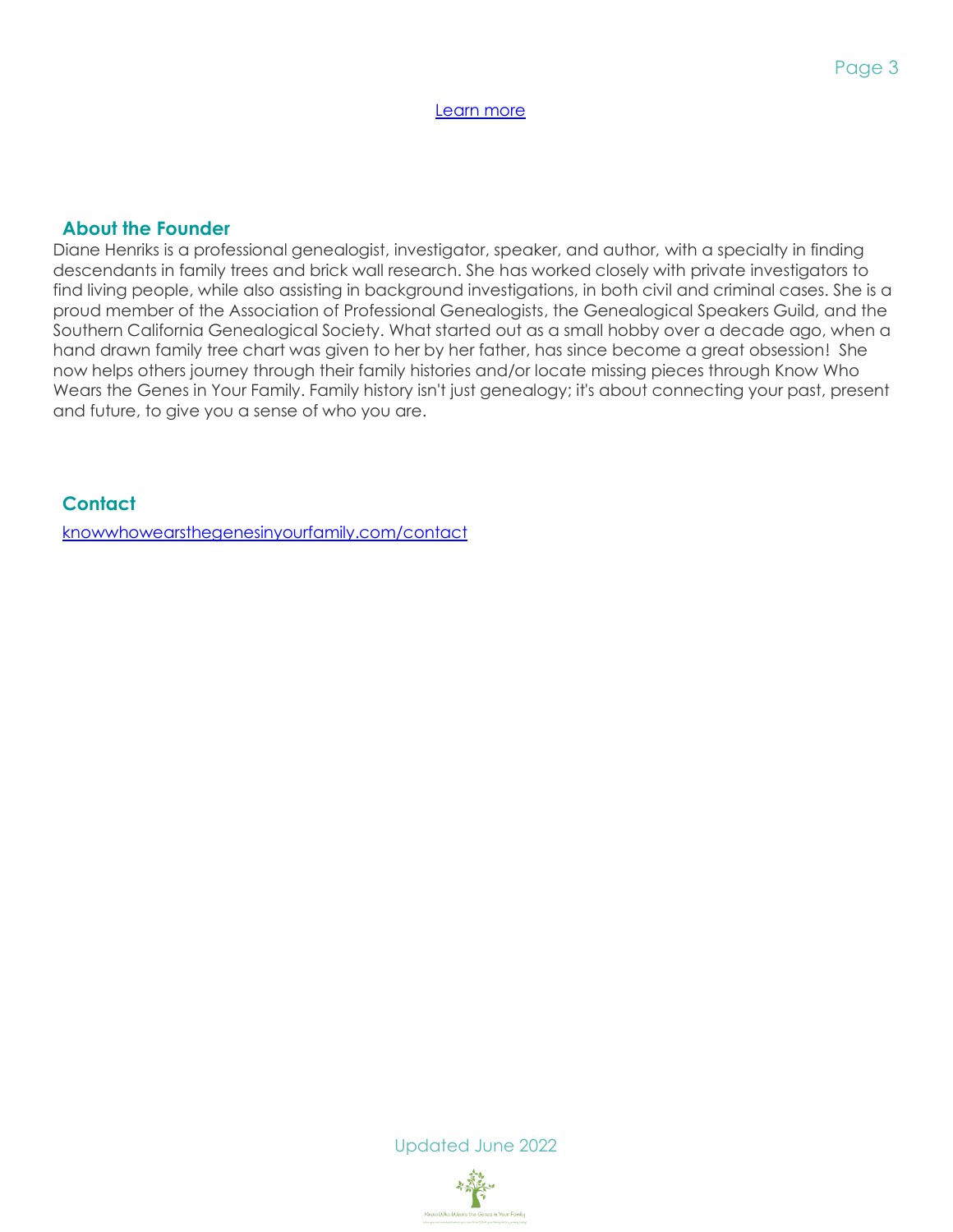Learn more

## About the Founder

Diane Henriks is a professional genealogist, investigator, speaker, and author, with a specialty in finding descendants in family trees and brick wall research. She has worked closely with private investigators to find living people, while also assisting in background investigations, in both civil and criminal cases. She is a proud member of the Association of Professional Genealogists, the Genealogical Speakers Guild, and the Southern California Genealogical Society. What started out as a small hobby over a decade ago, when a hand drawn family tree chart was given to her by her father, has since become a great obsession! She now helps others journey through their family histories and/or locate missing pieces through Know Who Wears the Genes in Your Family. Family history isn't just genealogy; it's about connecting your past, present and future, to give you a sense of who you are.

## Contact

knowwhowearsthegenesinyourfamily.com/contact

Updated June 2022